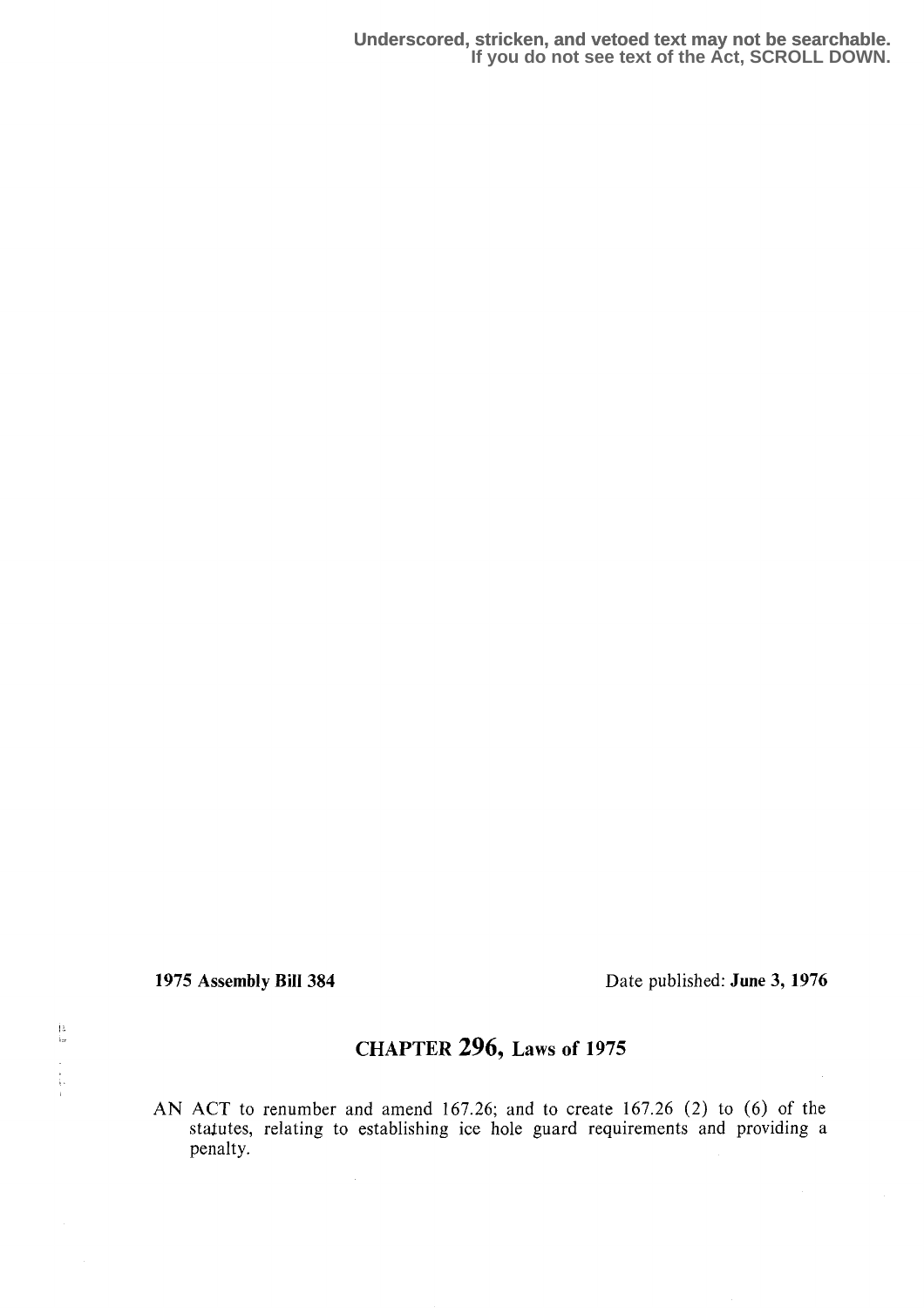Underscored, stricken, and vetoed text may not be searchable.
If you do not see text of the Act, SCROLL DOWN.

**1975 Assembly Bill 384** Date published: **June 3, 1976**

# CHAPTER 296, Laws of 1975

AN ACT to renumber and amend 167.26; and to create 167.26 (2) to (6) of the statutes, relating to establishing ice hole guard requirements and providing a penalty.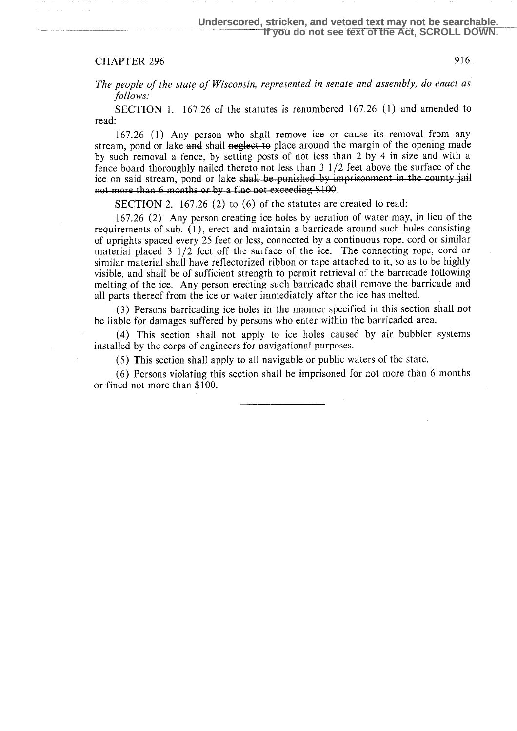CHAPTER 296

*The people of the state of Wisconsin, represented in senate and assembly, do enact as follows:*

SECTION 1. 167.26 of the statutes is renumbered 167.26 (1) and amended to read:

167.26 (1) Any person who shall remove ice or cause its removal from any stream, pond or lake ~~and~~ shall ~~neglect to~~ place around the margin of the opening made by such removal a fence, by setting posts of not less than 2 by 4 in size and with a fence board thoroughly nailed thereto not less than 3 1/2 feet above the surface of the ice on said stream, pond or lake ~~shall be punished by imprisonment in the county jail not more than 6 months or by a fine not exceeding \$100~~.

SECTION 2. 167.26 (2) to (6) of the statutes are created to read:

167.26 (2) Any person creating ice holes by aeration of water may, in lieu of the requirements of sub. (1), erect and maintain a barricade around such holes consisting of uprights spaced every 25 feet or less, connected by a continuous rope, cord or similar material placed 3 1/2 feet off the surface of the ice. The connecting rope, cord or similar material shall have reflectorized ribbon or tape attached to it, so as to be highly visible, and shall be of sufficient strength to permit retrieval of the barricade following melting of the ice. Any person erecting such barricade shall remove the barricade and all parts thereof from the ice or water immediately after the ice has melted.

(3) Persons barricading ice holes in the manner specified in this section shall not be liable for damages suffered by persons who enter within the barricaded area.

(4) This section shall not apply to ice holes caused by air bubbler systems installed by the corps of engineers for navigational purposes.

(5) This section shall apply to all navigable or public waters of the state.

(6) Persons violating this section shall be imprisoned for not more than 6 months or fined not more than \$100.